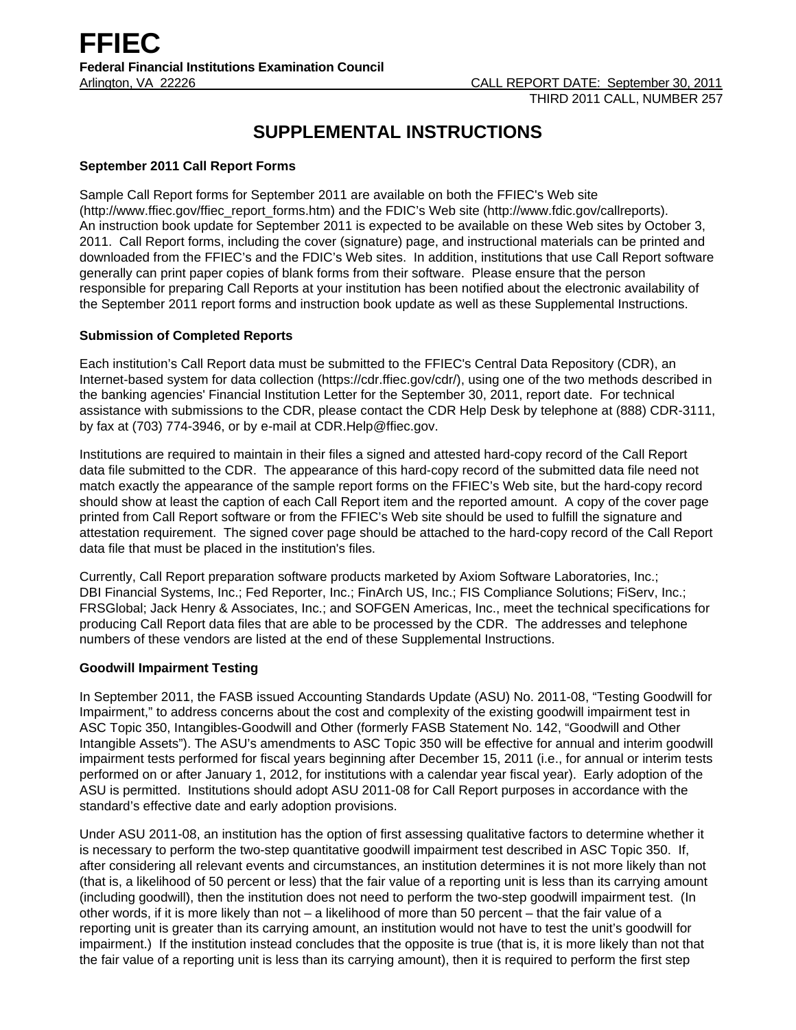# FFIEC

**Federal Financial Institutions Examination Council**

Arlington, VA 22226 CALL REPORT DATE: September 30, 2011

THIRD 2011 CALL, NUMBER 257

## SUPPLEMENTAL INSTRUCTIONS

### September 2011 Call Report Forms

Sample Call Report forms for September 2011 are available on both the FFIEC's Web site (http://www.ffiec.gov/ffiec_report_forms.htm) and the FDIC's Web site (http://www.fdic.gov/callreports). An instruction book update for September 2011 is expected to be available on these Web sites by October 3, 2011. Call Report forms, including the cover (signature) page, and instructional materials can be printed and downloaded from the FFIEC's and the FDIC's Web sites. In addition, institutions that use Call Report software generally can print paper copies of blank forms from their software. Please ensure that the person responsible for preparing Call Reports at your institution has been notified about the electronic availability of the September 2011 report forms and instruction book update as well as these Supplemental Instructions.

### Submission of Completed Reports

Each institution's Call Report data must be submitted to the FFIEC's Central Data Repository (CDR), an Internet-based system for data collection (https://cdr.ffiec.gov/cdr/), using one of the two methods described in the banking agencies' Financial Institution Letter for the September 30, 2011, report date. For technical assistance with submissions to the CDR, please contact the CDR Help Desk by telephone at (888) CDR-3111, by fax at (703) 774-3946, or by e-mail at CDR.Help@ffiec.gov.

Institutions are required to maintain in their files a signed and attested hard-copy record of the Call Report data file submitted to the CDR. The appearance of this hard-copy record of the submitted data file need not match exactly the appearance of the sample report forms on the FFIEC's Web site, but the hard-copy record should show at least the caption of each Call Report item and the reported amount. A copy of the cover page printed from Call Report software or from the FFIEC's Web site should be used to fulfill the signature and attestation requirement. The signed cover page should be attached to the hard-copy record of the Call Report data file that must be placed in the institution's files.

Currently, Call Report preparation software products marketed by Axiom Software Laboratories, Inc.; DBI Financial Systems, Inc.; Fed Reporter, Inc.; FinArch US, Inc.; FIS Compliance Solutions; FiServ, Inc.; FRSGlobal; Jack Henry & Associates, Inc.; and SOFGEN Americas, Inc., meet the technical specifications for producing Call Report data files that are able to be processed by the CDR. The addresses and telephone numbers of these vendors are listed at the end of these Supplemental Instructions.

### Goodwill Impairment Testing

In September 2011, the FASB issued Accounting Standards Update (ASU) No. 2011-08, "Testing Goodwill for Impairment," to address concerns about the cost and complexity of the existing goodwill impairment test in ASC Topic 350, Intangibles-Goodwill and Other (formerly FASB Statement No. 142, "Goodwill and Other Intangible Assets"). The ASU's amendments to ASC Topic 350 will be effective for annual and interim goodwill impairment tests performed for fiscal years beginning after December 15, 2011 (i.e., for annual or interim tests performed on or after January 1, 2012, for institutions with a calendar year fiscal year). Early adoption of the ASU is permitted. Institutions should adopt ASU 2011-08 for Call Report purposes in accordance with the standard's effective date and early adoption provisions.

Under ASU 2011-08, an institution has the option of first assessing qualitative factors to determine whether it is necessary to perform the two-step quantitative goodwill impairment test described in ASC Topic 350. If, after considering all relevant events and circumstances, an institution determines it is not more likely than not (that is, a likelihood of 50 percent or less) that the fair value of a reporting unit is less than its carrying amount (including goodwill), then the institution does not need to perform the two-step goodwill impairment test. (In other words, if it is more likely than not – a likelihood of more than 50 percent – that the fair value of a reporting unit is greater than its carrying amount, an institution would not have to test the unit's goodwill for impairment.) If the institution instead concludes that the opposite is true (that is, it is more likely than not that the fair value of a reporting unit is less than its carrying amount), then it is required to perform the first step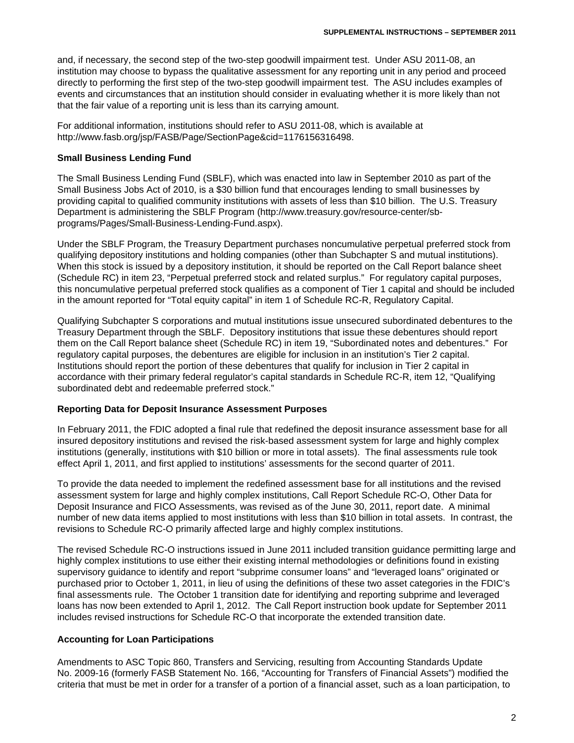and, if necessary, the second step of the two-step goodwill impairment test. Under ASU 2011-08, an institution may choose to bypass the qualitative assessment for any reporting unit in any period and proceed directly to performing the first step of the two-step goodwill impairment test. The ASU includes examples of events and circumstances that an institution should consider in evaluating whether it is more likely than not that the fair value of a reporting unit is less than its carrying amount.

For additional information, institutions should refer to ASU 2011-08, which is available at http://www.fasb.org/jsp/FASB/Page/SectionPage&cid=1176156316498.

**Small Business Lending Fund**

The Small Business Lending Fund (SBLF), which was enacted into law in September 2010 as part of the Small Business Jobs Act of 2010, is a $30 billion fund that encourages lending to small businesses by providing capital to qualified community institutions with assets of less than $10 billion. The U.S. Treasury Department is administering the SBLF Program (http://www.treasury.gov/resource-center/sb-programs/Pages/Small-Business-Lending-Fund.aspx).

Under the SBLF Program, the Treasury Department purchases noncumulative perpetual preferred stock from qualifying depository institutions and holding companies (other than Subchapter S and mutual institutions). When this stock is issued by a depository institution, it should be reported on the Call Report balance sheet (Schedule RC) in item 23, "Perpetual preferred stock and related surplus." For regulatory capital purposes, this noncumulative perpetual preferred stock qualifies as a component of Tier 1 capital and should be included in the amount reported for "Total equity capital" in item 1 of Schedule RC-R, Regulatory Capital.

Qualifying Subchapter S corporations and mutual institutions issue unsecured subordinated debentures to the Treasury Department through the SBLF. Depository institutions that issue these debentures should report them on the Call Report balance sheet (Schedule RC) in item 19, "Subordinated notes and debentures." For regulatory capital purposes, the debentures are eligible for inclusion in an institution's Tier 2 capital. Institutions should report the portion of these debentures that qualify for inclusion in Tier 2 capital in accordance with their primary federal regulator's capital standards in Schedule RC-R, item 12, "Qualifying subordinated debt and redeemable preferred stock."

**Reporting Data for Deposit Insurance Assessment Purposes**

In February 2011, the FDIC adopted a final rule that redefined the deposit insurance assessment base for all insured depository institutions and revised the risk-based assessment system for large and highly complex institutions (generally, institutions with $10 billion or more in total assets). The final assessments rule took effect April 1, 2011, and first applied to institutions' assessments for the second quarter of 2011.

To provide the data needed to implement the redefined assessment base for all institutions and the revised assessment system for large and highly complex institutions, Call Report Schedule RC-O, Other Data for Deposit Insurance and FICO Assessments, was revised as of the June 30, 2011, report date. A minimal number of new data items applied to most institutions with less than $10 billion in total assets. In contrast, the revisions to Schedule RC-O primarily affected large and highly complex institutions.

The revised Schedule RC-O instructions issued in June 2011 included transition guidance permitting large and highly complex institutions to use either their existing internal methodologies or definitions found in existing supervisory guidance to identify and report "subprime consumer loans" and "leveraged loans" originated or purchased prior to October 1, 2011, in lieu of using the definitions of these two asset categories in the FDIC's final assessments rule. The October 1 transition date for identifying and reporting subprime and leveraged loans has now been extended to April 1, 2012. The Call Report instruction book update for September 2011 includes revised instructions for Schedule RC-O that incorporate the extended transition date.

**Accounting for Loan Participations**

Amendments to ASC Topic 860, Transfers and Servicing, resulting from Accounting Standards Update No. 2009-16 (formerly FASB Statement No. 166, "Accounting for Transfers of Financial Assets") modified the criteria that must be met in order for a transfer of a portion of a financial asset, such as a loan participation, to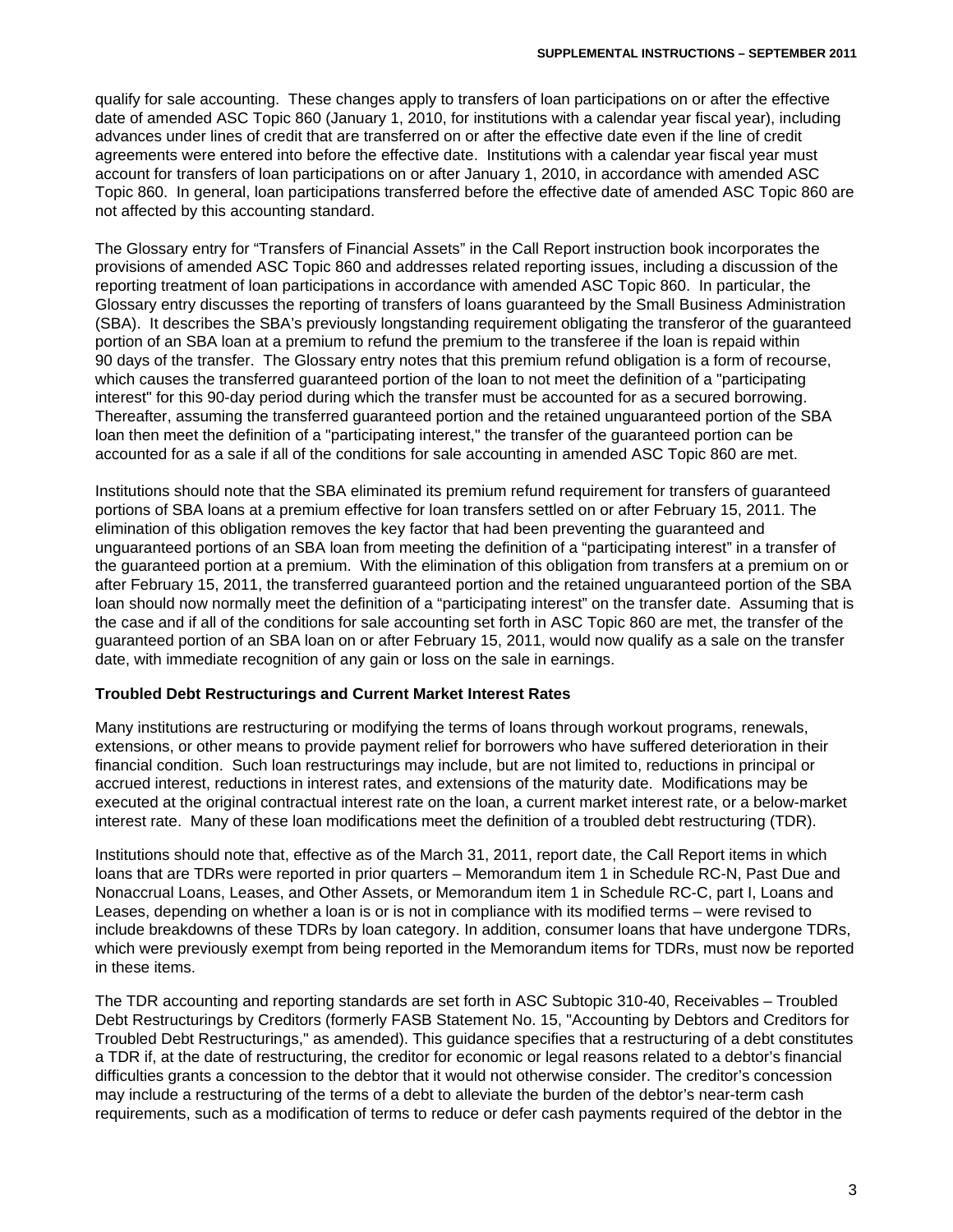qualify for sale accounting. These changes apply to transfers of loan participations on or after the effective date of amended ASC Topic 860 (January 1, 2010, for institutions with a calendar year fiscal year), including advances under lines of credit that are transferred on or after the effective date even if the line of credit agreements were entered into before the effective date. Institutions with a calendar year fiscal year must account for transfers of loan participations on or after January 1, 2010, in accordance with amended ASC Topic 860. In general, loan participations transferred before the effective date of amended ASC Topic 860 are not affected by this accounting standard.

The Glossary entry for "Transfers of Financial Assets" in the Call Report instruction book incorporates the provisions of amended ASC Topic 860 and addresses related reporting issues, including a discussion of the reporting treatment of loan participations in accordance with amended ASC Topic 860. In particular, the Glossary entry discusses the reporting of transfers of loans guaranteed by the Small Business Administration (SBA). It describes the SBA's previously longstanding requirement obligating the transferor of the guaranteed portion of an SBA loan at a premium to refund the premium to the transferee if the loan is repaid within 90 days of the transfer. The Glossary entry notes that this premium refund obligation is a form of recourse, which causes the transferred guaranteed portion of the loan to not meet the definition of a "participating interest" for this 90-day period during which the transfer must be accounted for as a secured borrowing. Thereafter, assuming the transferred guaranteed portion and the retained unguaranteed portion of the SBA loan then meet the definition of a "participating interest," the transfer of the guaranteed portion can be accounted for as a sale if all of the conditions for sale accounting in amended ASC Topic 860 are met.

Institutions should note that the SBA eliminated its premium refund requirement for transfers of guaranteed portions of SBA loans at a premium effective for loan transfers settled on or after February 15, 2011. The elimination of this obligation removes the key factor that had been preventing the guaranteed and unguaranteed portions of an SBA loan from meeting the definition of a "participating interest" in a transfer of the guaranteed portion at a premium. With the elimination of this obligation from transfers at a premium on or after February 15, 2011, the transferred guaranteed portion and the retained unguaranteed portion of the SBA loan should now normally meet the definition of a "participating interest" on the transfer date. Assuming that is the case and if all of the conditions for sale accounting set forth in ASC Topic 860 are met, the transfer of the guaranteed portion of an SBA loan on or after February 15, 2011, would now qualify as a sale on the transfer date, with immediate recognition of any gain or loss on the sale in earnings.

**Troubled Debt Restructurings and Current Market Interest Rates**

Many institutions are restructuring or modifying the terms of loans through workout programs, renewals, extensions, or other means to provide payment relief for borrowers who have suffered deterioration in their financial condition. Such loan restructurings may include, but are not limited to, reductions in principal or accrued interest, reductions in interest rates, and extensions of the maturity date. Modifications may be executed at the original contractual interest rate on the loan, a current market interest rate, or a below-market interest rate. Many of these loan modifications meet the definition of a troubled debt restructuring (TDR).

Institutions should note that, effective as of the March 31, 2011, report date, the Call Report items in which loans that are TDRs were reported in prior quarters – Memorandum item 1 in Schedule RC-N, Past Due and Nonaccrual Loans, Leases, and Other Assets, or Memorandum item 1 in Schedule RC-C, part I, Loans and Leases, depending on whether a loan is or is not in compliance with its modified terms – were revised to include breakdowns of these TDRs by loan category. In addition, consumer loans that have undergone TDRs, which were previously exempt from being reported in the Memorandum items for TDRs, must now be reported in these items.

The TDR accounting and reporting standards are set forth in ASC Subtopic 310-40, Receivables – Troubled Debt Restructurings by Creditors (formerly FASB Statement No. 15, "Accounting by Debtors and Creditors for Troubled Debt Restructurings," as amended). This guidance specifies that a restructuring of a debt constitutes a TDR if, at the date of restructuring, the creditor for economic or legal reasons related to a debtor's financial difficulties grants a concession to the debtor that it would not otherwise consider. The creditor's concession may include a restructuring of the terms of a debt to alleviate the burden of the debtor's near-term cash requirements, such as a modification of terms to reduce or defer cash payments required of the debtor in the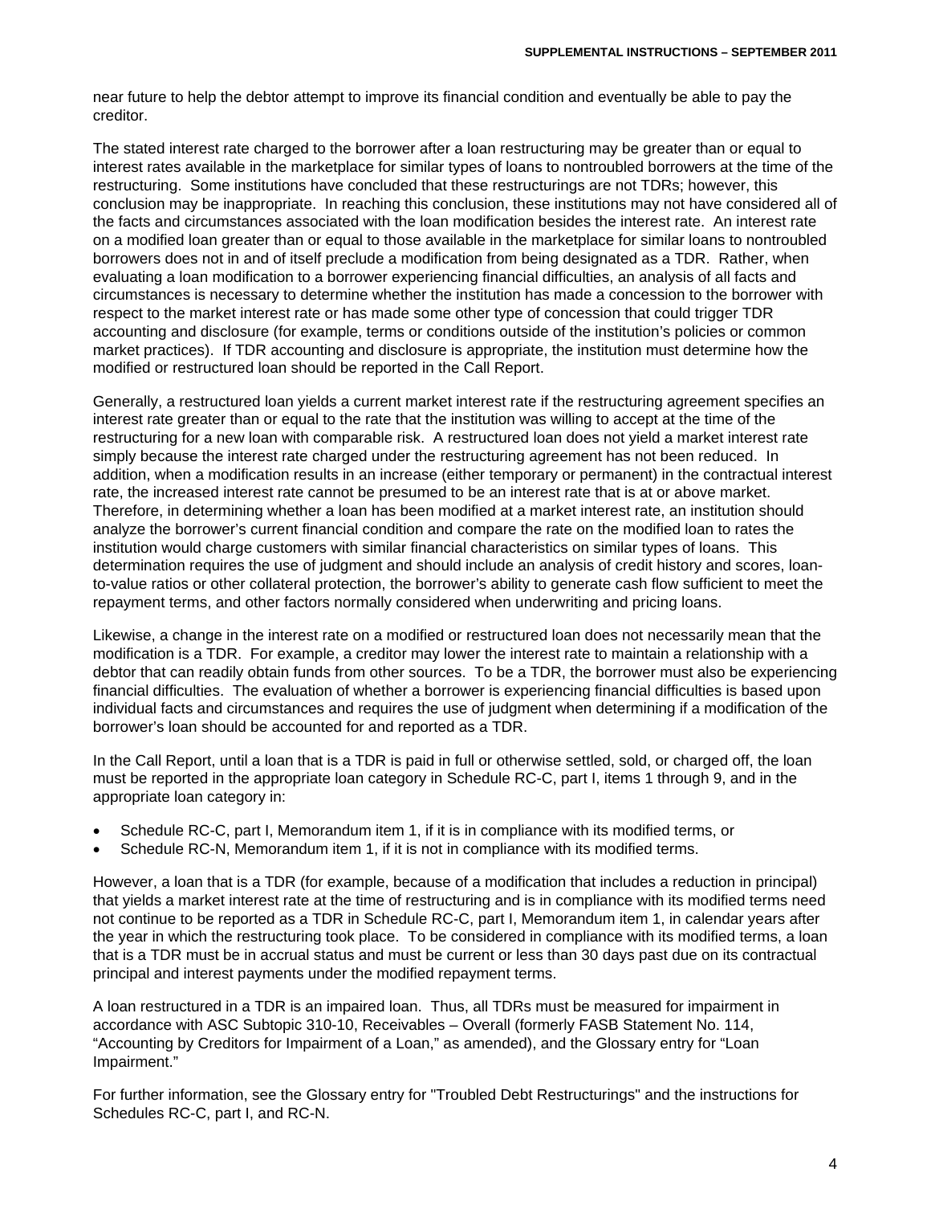near future to help the debtor attempt to improve its financial condition and eventually be able to pay the creditor.

The stated interest rate charged to the borrower after a loan restructuring may be greater than or equal to interest rates available in the marketplace for similar types of loans to nontroubled borrowers at the time of the restructuring. Some institutions have concluded that these restructurings are not TDRs; however, this conclusion may be inappropriate. In reaching this conclusion, these institutions may not have considered all of the facts and circumstances associated with the loan modification besides the interest rate. An interest rate on a modified loan greater than or equal to those available in the marketplace for similar loans to nontroubled borrowers does not in and of itself preclude a modification from being designated as a TDR. Rather, when evaluating a loan modification to a borrower experiencing financial difficulties, an analysis of all facts and circumstances is necessary to determine whether the institution has made a concession to the borrower with respect to the market interest rate or has made some other type of concession that could trigger TDR accounting and disclosure (for example, terms or conditions outside of the institution's policies or common market practices). If TDR accounting and disclosure is appropriate, the institution must determine how the modified or restructured loan should be reported in the Call Report.

Generally, a restructured loan yields a current market interest rate if the restructuring agreement specifies an interest rate greater than or equal to the rate that the institution was willing to accept at the time of the restructuring for a new loan with comparable risk. A restructured loan does not yield a market interest rate simply because the interest rate charged under the restructuring agreement has not been reduced. In addition, when a modification results in an increase (either temporary or permanent) in the contractual interest rate, the increased interest rate cannot be presumed to be an interest rate that is at or above market. Therefore, in determining whether a loan has been modified at a market interest rate, an institution should analyze the borrower's current financial condition and compare the rate on the modified loan to rates the institution would charge customers with similar financial characteristics on similar types of loans. This determination requires the use of judgment and should include an analysis of credit history and scores, loan-to-value ratios or other collateral protection, the borrower's ability to generate cash flow sufficient to meet the repayment terms, and other factors normally considered when underwriting and pricing loans.

Likewise, a change in the interest rate on a modified or restructured loan does not necessarily mean that the modification is a TDR. For example, a creditor may lower the interest rate to maintain a relationship with a debtor that can readily obtain funds from other sources. To be a TDR, the borrower must also be experiencing financial difficulties. The evaluation of whether a borrower is experiencing financial difficulties is based upon individual facts and circumstances and requires the use of judgment when determining if a modification of the borrower's loan should be accounted for and reported as a TDR.

In the Call Report, until a loan that is a TDR is paid in full or otherwise settled, sold, or charged off, the loan must be reported in the appropriate loan category in Schedule RC-C, part I, items 1 through 9, and in the appropriate loan category in:

- Schedule RC-C, part I, Memorandum item 1, if it is in compliance with its modified terms, or
- Schedule RC-N, Memorandum item 1, if it is not in compliance with its modified terms.

However, a loan that is a TDR (for example, because of a modification that includes a reduction in principal) that yields a market interest rate at the time of restructuring and is in compliance with its modified terms need not continue to be reported as a TDR in Schedule RC-C, part I, Memorandum item 1, in calendar years after the year in which the restructuring took place. To be considered in compliance with its modified terms, a loan that is a TDR must be in accrual status and must be current or less than 30 days past due on its contractual principal and interest payments under the modified repayment terms.

A loan restructured in a TDR is an impaired loan. Thus, all TDRs must be measured for impairment in accordance with ASC Subtopic 310-10, Receivables – Overall (formerly FASB Statement No. 114, "Accounting by Creditors for Impairment of a Loan," as amended), and the Glossary entry for "Loan Impairment."

For further information, see the Glossary entry for "Troubled Debt Restructurings" and the instructions for Schedules RC-C, part I, and RC-N.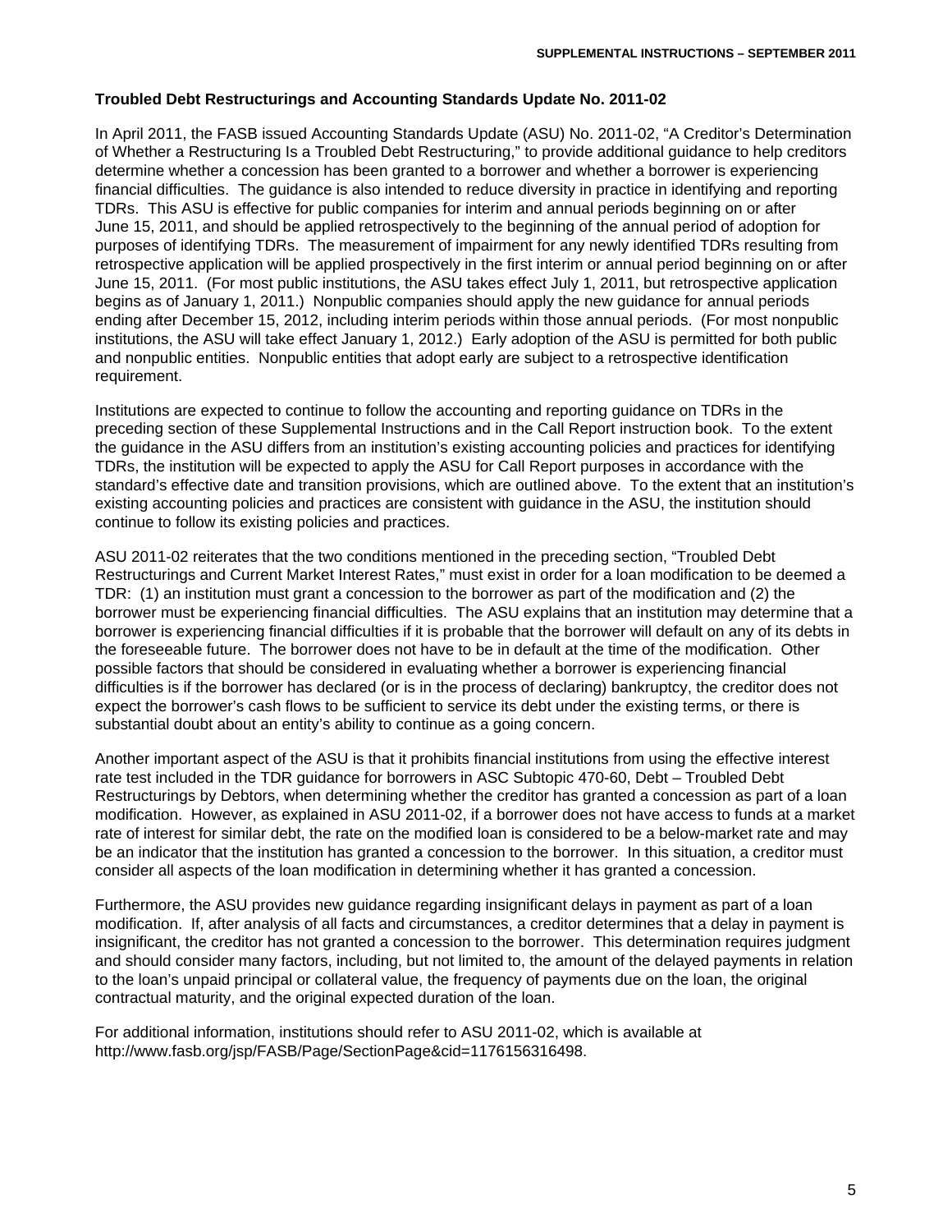**Troubled Debt Restructurings and Accounting Standards Update No. 2011-02**

In April 2011, the FASB issued Accounting Standards Update (ASU) No. 2011-02, "A Creditor's Determination of Whether a Restructuring Is a Troubled Debt Restructuring," to provide additional guidance to help creditors determine whether a concession has been granted to a borrower and whether a borrower is experiencing financial difficulties. The guidance is also intended to reduce diversity in practice in identifying and reporting TDRs. This ASU is effective for public companies for interim and annual periods beginning on or after June 15, 2011, and should be applied retrospectively to the beginning of the annual period of adoption for purposes of identifying TDRs. The measurement of impairment for any newly identified TDRs resulting from retrospective application will be applied prospectively in the first interim or annual period beginning on or after June 15, 2011. (For most public institutions, the ASU takes effect July 1, 2011, but retrospective application begins as of January 1, 2011.) Nonpublic companies should apply the new guidance for annual periods ending after December 15, 2012, including interim periods within those annual periods. (For most nonpublic institutions, the ASU will take effect January 1, 2012.) Early adoption of the ASU is permitted for both public and nonpublic entities. Nonpublic entities that adopt early are subject to a retrospective identification requirement.

Institutions are expected to continue to follow the accounting and reporting guidance on TDRs in the preceding section of these Supplemental Instructions and in the Call Report instruction book. To the extent the guidance in the ASU differs from an institution's existing accounting policies and practices for identifying TDRs, the institution will be expected to apply the ASU for Call Report purposes in accordance with the standard's effective date and transition provisions, which are outlined above. To the extent that an institution's existing accounting policies and practices are consistent with guidance in the ASU, the institution should continue to follow its existing policies and practices.

ASU 2011-02 reiterates that the two conditions mentioned in the preceding section, "Troubled Debt Restructurings and Current Market Interest Rates," must exist in order for a loan modification to be deemed a TDR: (1) an institution must grant a concession to the borrower as part of the modification and (2) the borrower must be experiencing financial difficulties. The ASU explains that an institution may determine that a borrower is experiencing financial difficulties if it is probable that the borrower will default on any of its debts in the foreseeable future. The borrower does not have to be in default at the time of the modification. Other possible factors that should be considered in evaluating whether a borrower is experiencing financial difficulties is if the borrower has declared (or is in the process of declaring) bankruptcy, the creditor does not expect the borrower's cash flows to be sufficient to service its debt under the existing terms, or there is substantial doubt about an entity's ability to continue as a going concern.

Another important aspect of the ASU is that it prohibits financial institutions from using the effective interest rate test included in the TDR guidance for borrowers in ASC Subtopic 470-60, Debt – Troubled Debt Restructurings by Debtors, when determining whether the creditor has granted a concession as part of a loan modification. However, as explained in ASU 2011-02, if a borrower does not have access to funds at a market rate of interest for similar debt, the rate on the modified loan is considered to be a below-market rate and may be an indicator that the institution has granted a concession to the borrower. In this situation, a creditor must consider all aspects of the loan modification in determining whether it has granted a concession.

Furthermore, the ASU provides new guidance regarding insignificant delays in payment as part of a loan modification. If, after analysis of all facts and circumstances, a creditor determines that a delay in payment is insignificant, the creditor has not granted a concession to the borrower. This determination requires judgment and should consider many factors, including, but not limited to, the amount of the delayed payments in relation to the loan's unpaid principal or collateral value, the frequency of payments due on the loan, the original contractual maturity, and the original expected duration of the loan.

For additional information, institutions should refer to ASU 2011-02, which is available at http://www.fasb.org/jsp/FASB/Page/SectionPage&cid=1176156316498.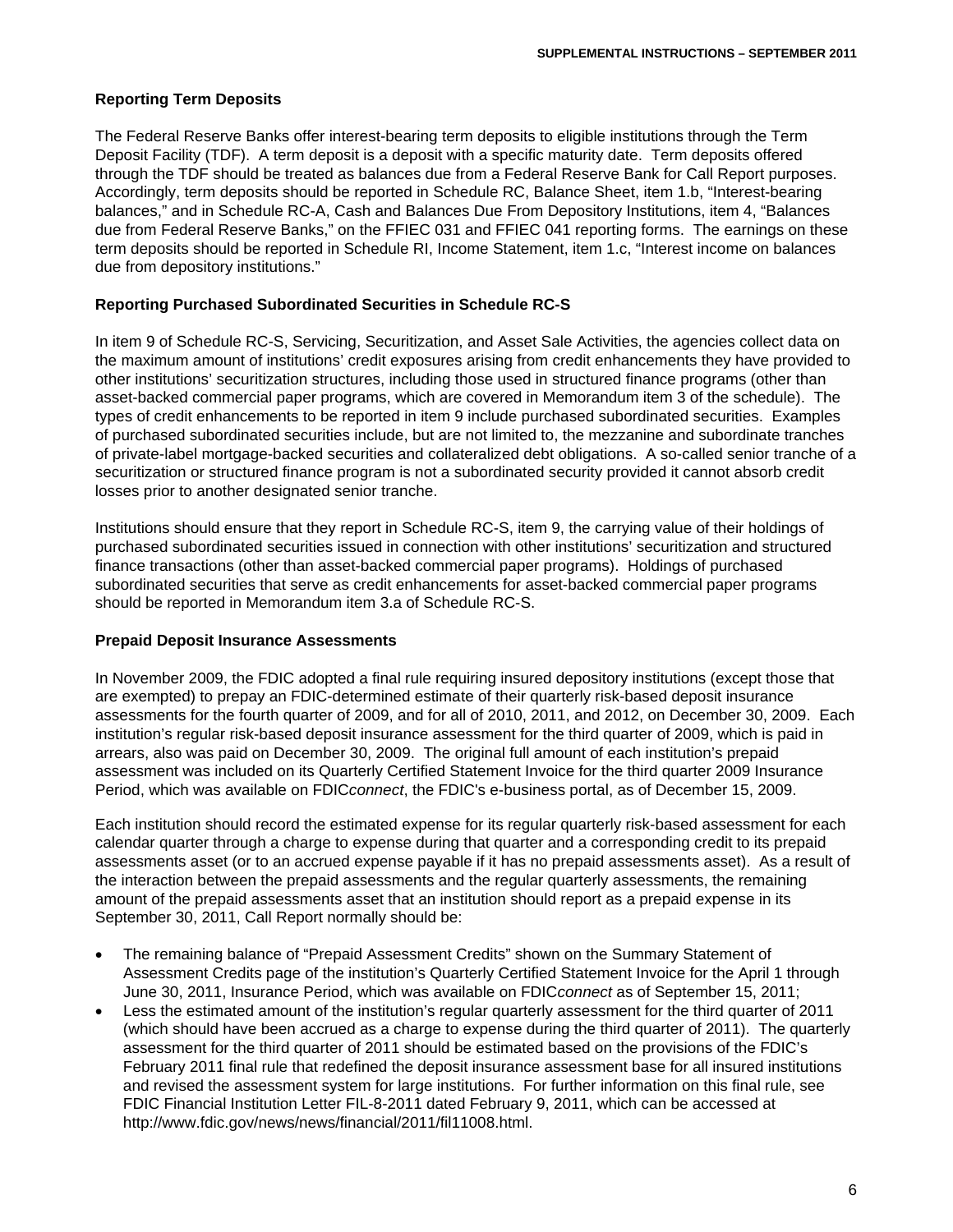### Reporting Term Deposits

The Federal Reserve Banks offer interest-bearing term deposits to eligible institutions through the Term Deposit Facility (TDF). A term deposit is a deposit with a specific maturity date. Term deposits offered through the TDF should be treated as balances due from a Federal Reserve Bank for Call Report purposes. Accordingly, term deposits should be reported in Schedule RC, Balance Sheet, item 1.b, "Interest-bearing balances," and in Schedule RC-A, Cash and Balances Due From Depository Institutions, item 4, "Balances due from Federal Reserve Banks," on the FFIEC 031 and FFIEC 041 reporting forms. The earnings on these term deposits should be reported in Schedule RI, Income Statement, item 1.c, "Interest income on balances due from depository institutions."

### Reporting Purchased Subordinated Securities in Schedule RC-S

In item 9 of Schedule RC-S, Servicing, Securitization, and Asset Sale Activities, the agencies collect data on the maximum amount of institutions' credit exposures arising from credit enhancements they have provided to other institutions' securitization structures, including those used in structured finance programs (other than asset-backed commercial paper programs, which are covered in Memorandum item 3 of the schedule). The types of credit enhancements to be reported in item 9 include purchased subordinated securities. Examples of purchased subordinated securities include, but are not limited to, the mezzanine and subordinate tranches of private-label mortgage-backed securities and collateralized debt obligations. A so-called senior tranche of a securitization or structured finance program is not a subordinated security provided it cannot absorb credit losses prior to another designated senior tranche.

Institutions should ensure that they report in Schedule RC-S, item 9, the carrying value of their holdings of purchased subordinated securities issued in connection with other institutions' securitization and structured finance transactions (other than asset-backed commercial paper programs). Holdings of purchased subordinated securities that serve as credit enhancements for asset-backed commercial paper programs should be reported in Memorandum item 3.a of Schedule RC-S.

### Prepaid Deposit Insurance Assessments

In November 2009, the FDIC adopted a final rule requiring insured depository institutions (except those that are exempted) to prepay an FDIC-determined estimate of their quarterly risk-based deposit insurance assessments for the fourth quarter of 2009, and for all of 2010, 2011, and 2012, on December 30, 2009. Each institution's regular risk-based deposit insurance assessment for the third quarter of 2009, which is paid in arrears, also was paid on December 30, 2009. The original full amount of each institution's prepaid assessment was included on its Quarterly Certified Statement Invoice for the third quarter 2009 Insurance Period, which was available on FDIC*connect*, the FDIC's e-business portal, as of December 15, 2009.

Each institution should record the estimated expense for its regular quarterly risk-based assessment for each calendar quarter through a charge to expense during that quarter and a corresponding credit to its prepaid assessments asset (or to an accrued expense payable if it has no prepaid assessments asset). As a result of the interaction between the prepaid assessments and the regular quarterly assessments, the remaining amount of the prepaid assessments asset that an institution should report as a prepaid expense in its September 30, 2011, Call Report normally should be:

- The remaining balance of "Prepaid Assessment Credits" shown on the Summary Statement of Assessment Credits page of the institution's Quarterly Certified Statement Invoice for the April 1 through June 30, 2011, Insurance Period, which was available on FDIC*connect* as of September 15, 2011;
- Less the estimated amount of the institution's regular quarterly assessment for the third quarter of 2011 (which should have been accrued as a charge to expense during the third quarter of 2011). The quarterly assessment for the third quarter of 2011 should be estimated based on the provisions of the FDIC's February 2011 final rule that redefined the deposit insurance assessment base for all insured institutions and revised the assessment system for large institutions. For further information on this final rule, see FDIC Financial Institution Letter FIL-8-2011 dated February 9, 2011, which can be accessed at http://www.fdic.gov/news/news/financial/2011/fil11008.html.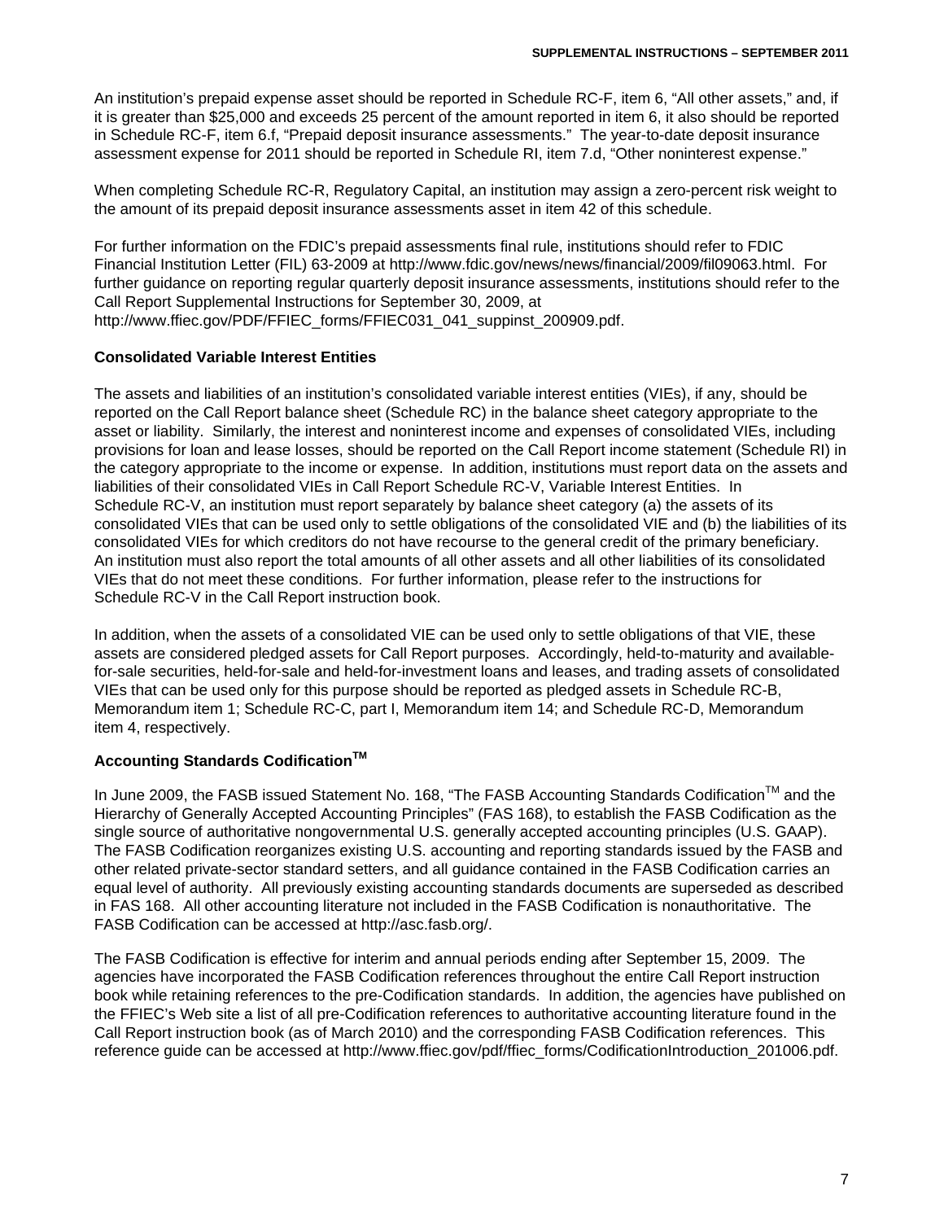An institution's prepaid expense asset should be reported in Schedule RC-F, item 6, "All other assets," and, if it is greater than $25,000 and exceeds 25 percent of the amount reported in item 6, it also should be reported in Schedule RC-F, item 6.f, "Prepaid deposit insurance assessments." The year-to-date deposit insurance assessment expense for 2011 should be reported in Schedule RI, item 7.d, "Other noninterest expense."

When completing Schedule RC-R, Regulatory Capital, an institution may assign a zero-percent risk weight to the amount of its prepaid deposit insurance assessments asset in item 42 of this schedule.

For further information on the FDIC's prepaid assessments final rule, institutions should refer to FDIC Financial Institution Letter (FIL) 63-2009 at http://www.fdic.gov/news/news/financial/2009/fil09063.html. For further guidance on reporting regular quarterly deposit insurance assessments, institutions should refer to the Call Report Supplemental Instructions for September 30, 2009, at http://www.ffiec.gov/PDF/FFIEC_forms/FFIEC031_041_suppinst_200909.pdf.

**Consolidated Variable Interest Entities**

The assets and liabilities of an institution's consolidated variable interest entities (VIEs), if any, should be reported on the Call Report balance sheet (Schedule RC) in the balance sheet category appropriate to the asset or liability. Similarly, the interest and noninterest income and expenses of consolidated VIEs, including provisions for loan and lease losses, should be reported on the Call Report income statement (Schedule RI) in the category appropriate to the income or expense. In addition, institutions must report data on the assets and liabilities of their consolidated VIEs in Call Report Schedule RC-V, Variable Interest Entities. In Schedule RC-V, an institution must report separately by balance sheet category (a) the assets of its consolidated VIEs that can be used only to settle obligations of the consolidated VIE and (b) the liabilities of its consolidated VIEs for which creditors do not have recourse to the general credit of the primary beneficiary. An institution must also report the total amounts of all other assets and all other liabilities of its consolidated VIEs that do not meet these conditions. For further information, please refer to the instructions for Schedule RC-V in the Call Report instruction book.

In addition, when the assets of a consolidated VIE can be used only to settle obligations of that VIE, these assets are considered pledged assets for Call Report purposes. Accordingly, held-to-maturity and available-for-sale securities, held-for-sale and held-for-investment loans and leases, and trading assets of consolidated VIEs that can be used only for this purpose should be reported as pledged assets in Schedule RC-B, Memorandum item 1; Schedule RC-C, part I, Memorandum item 14; and Schedule RC-D, Memorandum item 4, respectively.

**Accounting Standards Codification™**

In June 2009, the FASB issued Statement No. 168, "The FASB Accounting Standards Codification™ and the Hierarchy of Generally Accepted Accounting Principles" (FAS 168), to establish the FASB Codification as the single source of authoritative nongovernmental U.S. generally accepted accounting principles (U.S. GAAP). The FASB Codification reorganizes existing U.S. accounting and reporting standards issued by the FASB and other related private-sector standard setters, and all guidance contained in the FASB Codification carries an equal level of authority. All previously existing accounting standards documents are superseded as described in FAS 168. All other accounting literature not included in the FASB Codification is nonauthoritative. The FASB Codification can be accessed at http://asc.fasb.org/.

The FASB Codification is effective for interim and annual periods ending after September 15, 2009. The agencies have incorporated the FASB Codification references throughout the entire Call Report instruction book while retaining references to the pre-Codification standards. In addition, the agencies have published on the FFIEC's Web site a list of all pre-Codification references to authoritative accounting literature found in the Call Report instruction book (as of March 2010) and the corresponding FASB Codification references. This reference guide can be accessed at http://www.ffiec.gov/pdf/ffiec_forms/CodificationIntroduction_201006.pdf.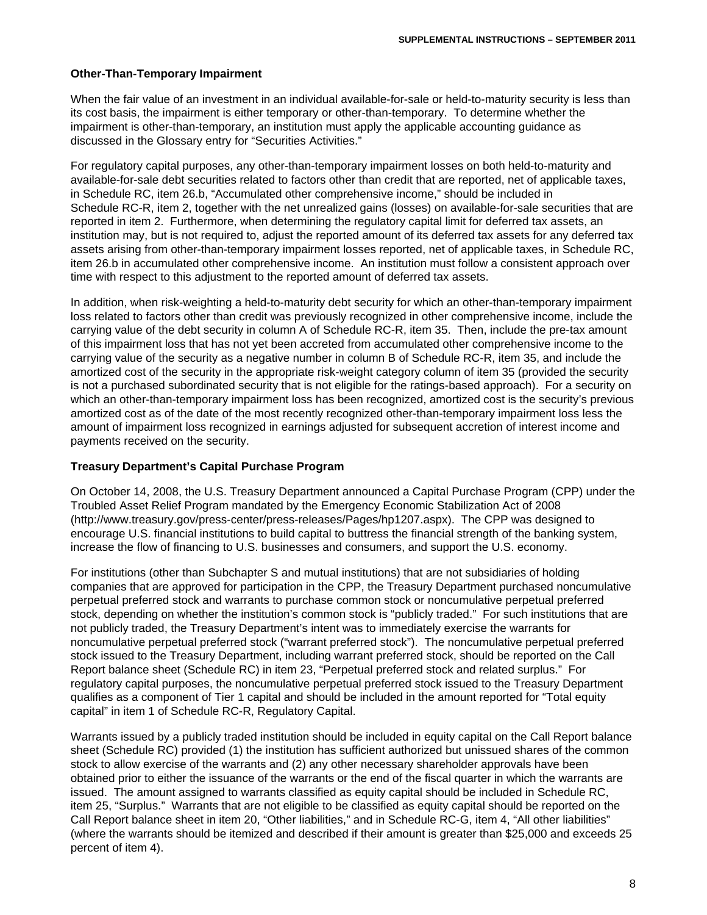### Other-Than-Temporary Impairment

When the fair value of an investment in an individual available-for-sale or held-to-maturity security is less than its cost basis, the impairment is either temporary or other-than-temporary. To determine whether the impairment is other-than-temporary, an institution must apply the applicable accounting guidance as discussed in the Glossary entry for "Securities Activities."

For regulatory capital purposes, any other-than-temporary impairment losses on both held-to-maturity and available-for-sale debt securities related to factors other than credit that are reported, net of applicable taxes, in Schedule RC, item 26.b, "Accumulated other comprehensive income," should be included in Schedule RC-R, item 2, together with the net unrealized gains (losses) on available-for-sale securities that are reported in item 2. Furthermore, when determining the regulatory capital limit for deferred tax assets, an institution may, but is not required to, adjust the reported amount of its deferred tax assets for any deferred tax assets arising from other-than-temporary impairment losses reported, net of applicable taxes, in Schedule RC, item 26.b in accumulated other comprehensive income. An institution must follow a consistent approach over time with respect to this adjustment to the reported amount of deferred tax assets.

In addition, when risk-weighting a held-to-maturity debt security for which an other-than-temporary impairment loss related to factors other than credit was previously recognized in other comprehensive income, include the carrying value of the debt security in column A of Schedule RC-R, item 35. Then, include the pre-tax amount of this impairment loss that has not yet been accreted from accumulated other comprehensive income to the carrying value of the security as a negative number in column B of Schedule RC-R, item 35, and include the amortized cost of the security in the appropriate risk-weight category column of item 35 (provided the security is not a purchased subordinated security that is not eligible for the ratings-based approach). For a security on which an other-than-temporary impairment loss has been recognized, amortized cost is the security's previous amortized cost as of the date of the most recently recognized other-than-temporary impairment loss less the amount of impairment loss recognized in earnings adjusted for subsequent accretion of interest income and payments received on the security.

### Treasury Department's Capital Purchase Program

On October 14, 2008, the U.S. Treasury Department announced a Capital Purchase Program (CPP) under the Troubled Asset Relief Program mandated by the Emergency Economic Stabilization Act of 2008 (http://www.treasury.gov/press-center/press-releases/Pages/hp1207.aspx). The CPP was designed to encourage U.S. financial institutions to build capital to buttress the financial strength of the banking system, increase the flow of financing to U.S. businesses and consumers, and support the U.S. economy.

For institutions (other than Subchapter S and mutual institutions) that are not subsidiaries of holding companies that are approved for participation in the CPP, the Treasury Department purchased noncumulative perpetual preferred stock and warrants to purchase common stock or noncumulative perpetual preferred stock, depending on whether the institution's common stock is "publicly traded." For such institutions that are not publicly traded, the Treasury Department's intent was to immediately exercise the warrants for noncumulative perpetual preferred stock ("warrant preferred stock"). The noncumulative perpetual preferred stock issued to the Treasury Department, including warrant preferred stock, should be reported on the Call Report balance sheet (Schedule RC) in item 23, "Perpetual preferred stock and related surplus." For regulatory capital purposes, the noncumulative perpetual preferred stock issued to the Treasury Department qualifies as a component of Tier 1 capital and should be included in the amount reported for "Total equity capital" in item 1 of Schedule RC-R, Regulatory Capital.

Warrants issued by a publicly traded institution should be included in equity capital on the Call Report balance sheet (Schedule RC) provided (1) the institution has sufficient authorized but unissued shares of the common stock to allow exercise of the warrants and (2) any other necessary shareholder approvals have been obtained prior to either the issuance of the warrants or the end of the fiscal quarter in which the warrants are issued. The amount assigned to warrants classified as equity capital should be included in Schedule RC, item 25, "Surplus." Warrants that are not eligible to be classified as equity capital should be reported on the Call Report balance sheet in item 20, "Other liabilities," and in Schedule RC-G, item 4, "All other liabilities" (where the warrants should be itemized and described if their amount is greater than $25,000 and exceeds 25 percent of item 4).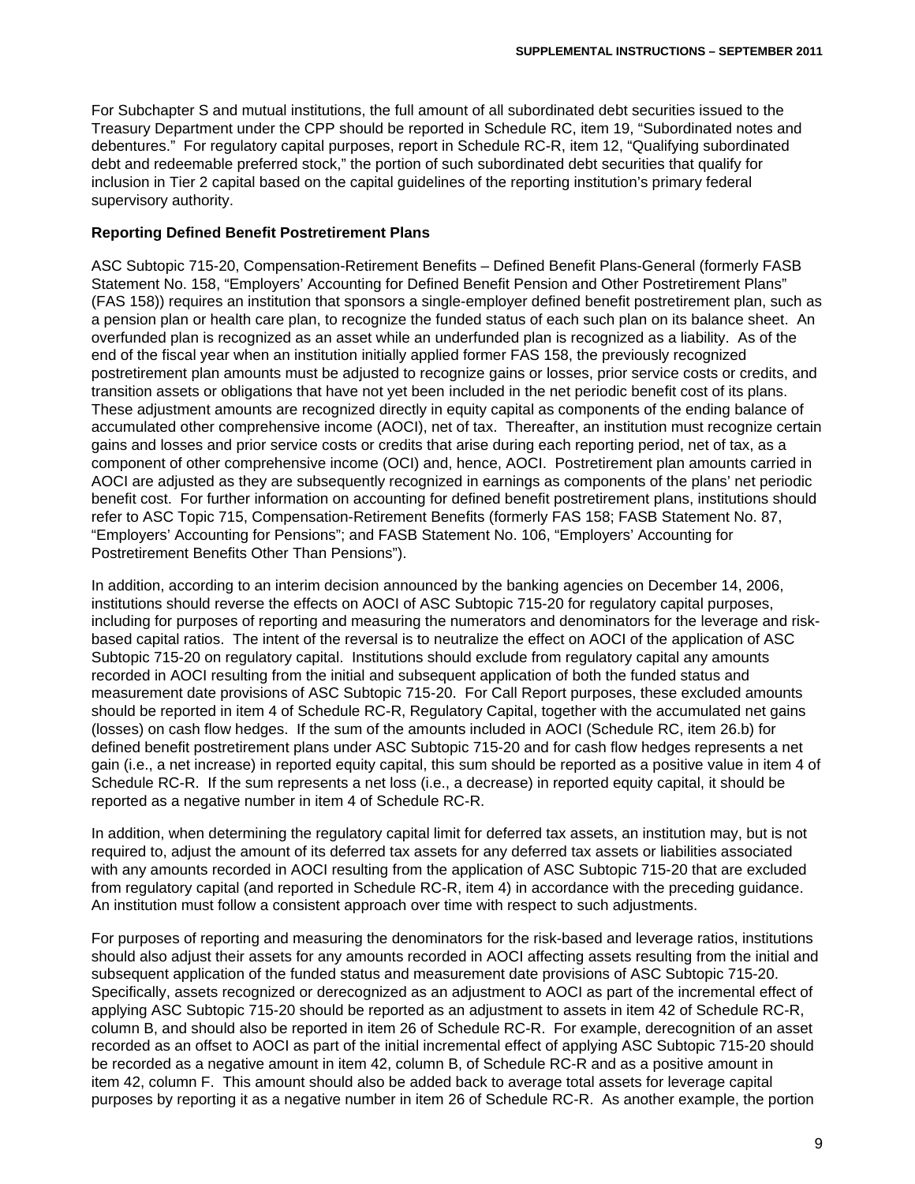For Subchapter S and mutual institutions, the full amount of all subordinated debt securities issued to the Treasury Department under the CPP should be reported in Schedule RC, item 19, "Subordinated notes and debentures." For regulatory capital purposes, report in Schedule RC-R, item 12, "Qualifying subordinated debt and redeemable preferred stock," the portion of such subordinated debt securities that qualify for inclusion in Tier 2 capital based on the capital guidelines of the reporting institution's primary federal supervisory authority.

**Reporting Defined Benefit Postretirement Plans**

ASC Subtopic 715-20, Compensation-Retirement Benefits – Defined Benefit Plans-General (formerly FASB Statement No. 158, "Employers' Accounting for Defined Benefit Pension and Other Postretirement Plans" (FAS 158)) requires an institution that sponsors a single-employer defined benefit postretirement plan, such as a pension plan or health care plan, to recognize the funded status of each such plan on its balance sheet. An overfunded plan is recognized as an asset while an underfunded plan is recognized as a liability. As of the end of the fiscal year when an institution initially applied former FAS 158, the previously recognized postretirement plan amounts must be adjusted to recognize gains or losses, prior service costs or credits, and transition assets or obligations that have not yet been included in the net periodic benefit cost of its plans. These adjustment amounts are recognized directly in equity capital as components of the ending balance of accumulated other comprehensive income (AOCI), net of tax. Thereafter, an institution must recognize certain gains and losses and prior service costs or credits that arise during each reporting period, net of tax, as a component of other comprehensive income (OCI) and, hence, AOCI. Postretirement plan amounts carried in AOCI are adjusted as they are subsequently recognized in earnings as components of the plans' net periodic benefit cost. For further information on accounting for defined benefit postretirement plans, institutions should refer to ASC Topic 715, Compensation-Retirement Benefits (formerly FAS 158; FASB Statement No. 87, "Employers' Accounting for Pensions"; and FASB Statement No. 106, "Employers' Accounting for Postretirement Benefits Other Than Pensions").

In addition, according to an interim decision announced by the banking agencies on December 14, 2006, institutions should reverse the effects on AOCI of ASC Subtopic 715-20 for regulatory capital purposes, including for purposes of reporting and measuring the numerators and denominators for the leverage and risk-based capital ratios. The intent of the reversal is to neutralize the effect on AOCI of the application of ASC Subtopic 715-20 on regulatory capital. Institutions should exclude from regulatory capital any amounts recorded in AOCI resulting from the initial and subsequent application of both the funded status and measurement date provisions of ASC Subtopic 715-20. For Call Report purposes, these excluded amounts should be reported in item 4 of Schedule RC-R, Regulatory Capital, together with the accumulated net gains (losses) on cash flow hedges. If the sum of the amounts included in AOCI (Schedule RC, item 26.b) for defined benefit postretirement plans under ASC Subtopic 715-20 and for cash flow hedges represents a net gain (i.e., a net increase) in reported equity capital, this sum should be reported as a positive value in item 4 of Schedule RC-R. If the sum represents a net loss (i.e., a decrease) in reported equity capital, it should be reported as a negative number in item 4 of Schedule RC-R.

In addition, when determining the regulatory capital limit for deferred tax assets, an institution may, but is not required to, adjust the amount of its deferred tax assets for any deferred tax assets or liabilities associated with any amounts recorded in AOCI resulting from the application of ASC Subtopic 715-20 that are excluded from regulatory capital (and reported in Schedule RC-R, item 4) in accordance with the preceding guidance. An institution must follow a consistent approach over time with respect to such adjustments.

For purposes of reporting and measuring the denominators for the risk-based and leverage ratios, institutions should also adjust their assets for any amounts recorded in AOCI affecting assets resulting from the initial and subsequent application of the funded status and measurement date provisions of ASC Subtopic 715-20. Specifically, assets recognized or derecognized as an adjustment to AOCI as part of the incremental effect of applying ASC Subtopic 715-20 should be reported as an adjustment to assets in item 42 of Schedule RC-R, column B, and should also be reported in item 26 of Schedule RC-R. For example, derecognition of an asset recorded as an offset to AOCI as part of the initial incremental effect of applying ASC Subtopic 715-20 should be recorded as a negative amount in item 42, column B, of Schedule RC-R and as a positive amount in item 42, column F. This amount should also be added back to average total assets for leverage capital purposes by reporting it as a negative number in item 26 of Schedule RC-R. As another example, the portion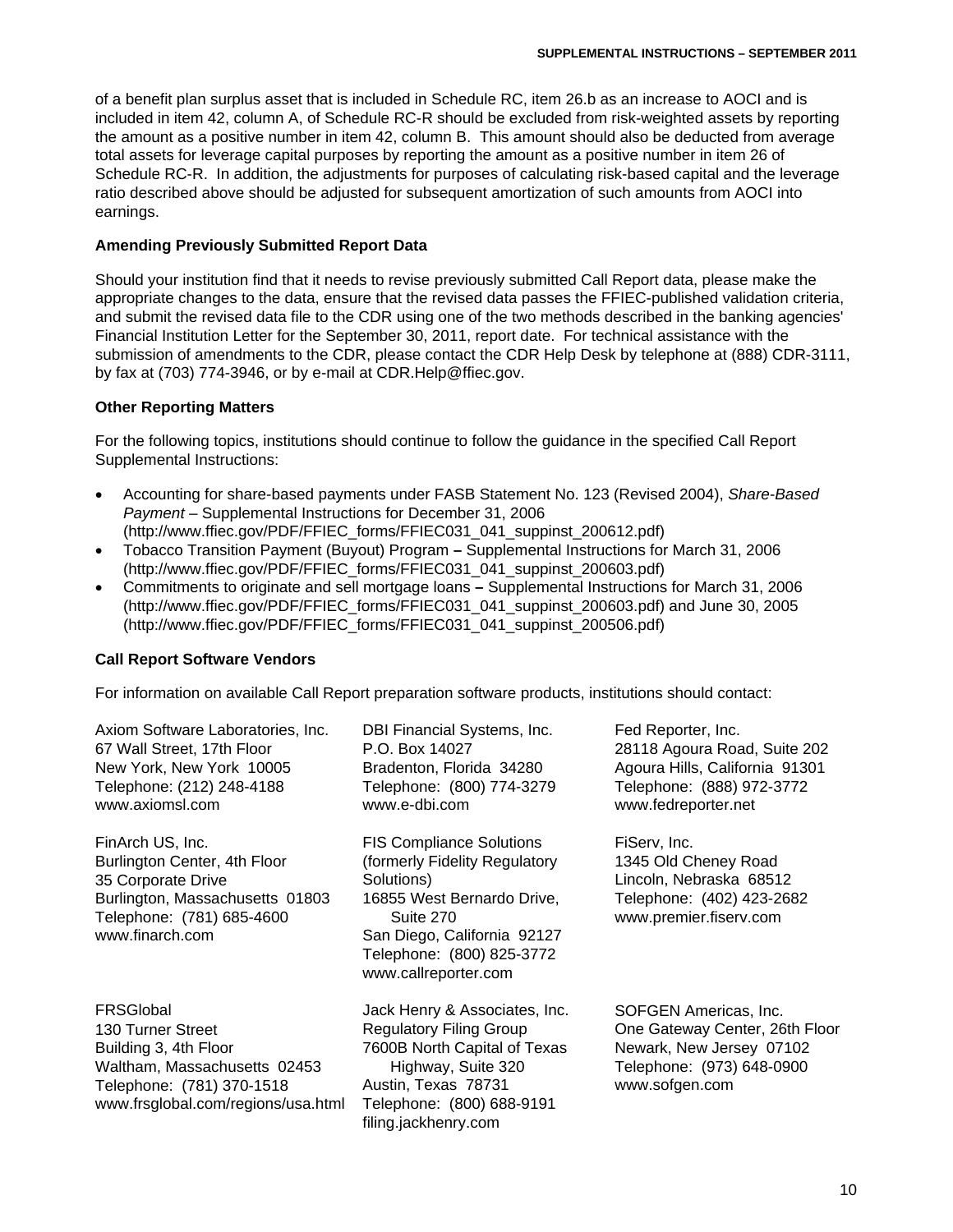of a benefit plan surplus asset that is included in Schedule RC, item 26.b as an increase to AOCI and is included in item 42, column A, of Schedule RC-R should be excluded from risk-weighted assets by reporting the amount as a positive number in item 42, column B. This amount should also be deducted from average total assets for leverage capital purposes by reporting the amount as a positive number in item 26 of Schedule RC-R. In addition, the adjustments for purposes of calculating risk-based capital and the leverage ratio described above should be adjusted for subsequent amortization of such amounts from AOCI into earnings.

**Amending Previously Submitted Report Data**

Should your institution find that it needs to revise previously submitted Call Report data, please make the appropriate changes to the data, ensure that the revised data passes the FFIEC-published validation criteria, and submit the revised data file to the CDR using one of the two methods described in the banking agencies' Financial Institution Letter for the September 30, 2011, report date. For technical assistance with the submission of amendments to the CDR, please contact the CDR Help Desk by telephone at (888) CDR-3111, by fax at (703) 774-3946, or by e-mail at CDR.Help@ffiec.gov.

**Other Reporting Matters**

For the following topics, institutions should continue to follow the guidance in the specified Call Report Supplemental Instructions:

- Accounting for share-based payments under FASB Statement No. 123 (Revised 2004), *Share-Based Payment* – Supplemental Instructions for December 31, 2006 (http://www.ffiec.gov/PDF/FFIEC_forms/FFIEC031_041_suppinst_200612.pdf)
- Tobacco Transition Payment (Buyout) Program **–** Supplemental Instructions for March 31, 2006 (http://www.ffiec.gov/PDF/FFIEC_forms/FFIEC031_041_suppinst_200603.pdf)
- Commitments to originate and sell mortgage loans **–** Supplemental Instructions for March 31, 2006 (http://www.ffiec.gov/PDF/FFIEC_forms/FFIEC031_041_suppinst_200603.pdf) and June 30, 2005 (http://www.ffiec.gov/PDF/FFIEC_forms/FFIEC031_041_suppinst_200506.pdf)

**Call Report Software Vendors**

For information on available Call Report preparation software products, institutions should contact:

Axiom Software Laboratories, Inc.
67 Wall Street, 17th Floor
New York, New York 10005
Telephone: (212) 248-4188
www.axiomsl.com

DBI Financial Systems, Inc.
P.O. Box 14027
Bradenton, Florida 34280
Telephone: (800) 774-3279
www.e-dbi.com

Fed Reporter, Inc.
28118 Agoura Road, Suite 202
Agoura Hills, California 91301
Telephone: (888) 972-3772
www.fedreporter.net

FinArch US, Inc.
Burlington Center, 4th Floor
35 Corporate Drive
Burlington, Massachusetts 01803
Telephone: (781) 685-4600
www.finarch.com

FIS Compliance Solutions
(formerly Fidelity Regulatory Solutions)
16855 West Bernardo Drive, Suite 270
San Diego, California 92127
Telephone: (800) 825-3772
www.callreporter.com

FiServ, Inc.
1345 Old Cheney Road
Lincoln, Nebraska 68512
Telephone: (402) 423-2682
www.premier.fiserv.com

FRSGlobal
130 Turner Street
Building 3, 4th Floor
Waltham, Massachusetts 02453
Telephone: (781) 370-1518
www.frsglobal.com/regions/usa.html

Jack Henry & Associates, Inc.
Regulatory Filing Group
7600B North Capital of Texas Highway, Suite 320
Austin, Texas 78731
Telephone: (800) 688-9191
filing.jackhenry.com

SOFGEN Americas, Inc.
One Gateway Center, 26th Floor
Newark, New Jersey 07102
Telephone: (973) 648-0900
www.sofgen.com